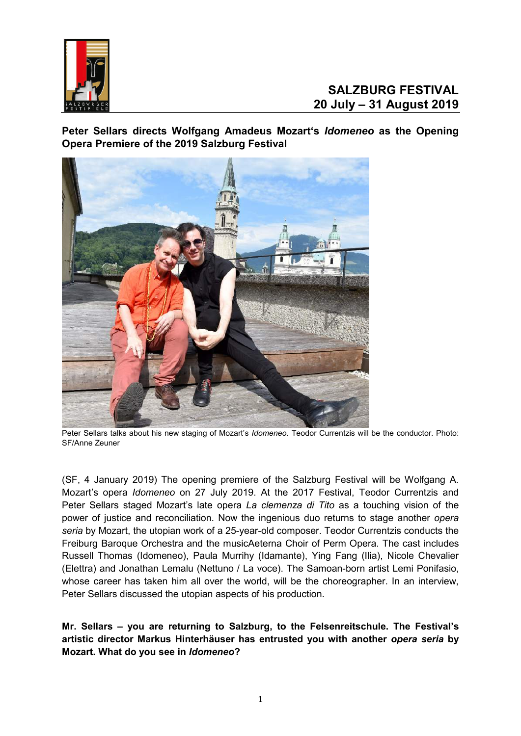# SALZBURG FESTIVAL
## 20 July – 31 August 2019

**Peter Sellars directs Wolfgang Amadeus Mozart's *Idomeneo* as the Opening Opera Premiere of the 2019 Salzburg Festival**

Peter Sellars talks about his new staging of Mozart's *Idomeneo*. Teodor Currentzis will be the conductor. Photo: SF/Anne Zeuner

(SF, 4 January 2019) The opening premiere of the Salzburg Festival will be Wolfgang A. Mozart's opera *Idomeneo* on 27 July 2019. At the 2017 Festival, Teodor Currentzis and Peter Sellars staged Mozart's late opera *La clemenza di Tito* as a touching vision of the power of justice and reconciliation. Now the ingenious duo returns to stage another *opera seria* by Mozart, the utopian work of a 25-year-old composer. Teodor Currentzis conducts the Freiburg Baroque Orchestra and the musicAeterna Choir of Perm Opera. The cast includes Russell Thomas (Idomeneo), Paula Murrihy (Idamante), Ying Fang (Ilia), Nicole Chevalier (Elettra) and Jonathan Lemalu (Nettuno / La voce). The Samoan-born artist Lemi Ponifasio, whose career has taken him all over the world, will be the choreographer. In an interview, Peter Sellars discussed the utopian aspects of his production.

**Mr. Sellars – you are returning to Salzburg, to the Felsenreitschule. The Festival's artistic director Markus Hinterhäuser has entrusted you with another *opera seria* by Mozart. What do you see in *Idomeneo*?**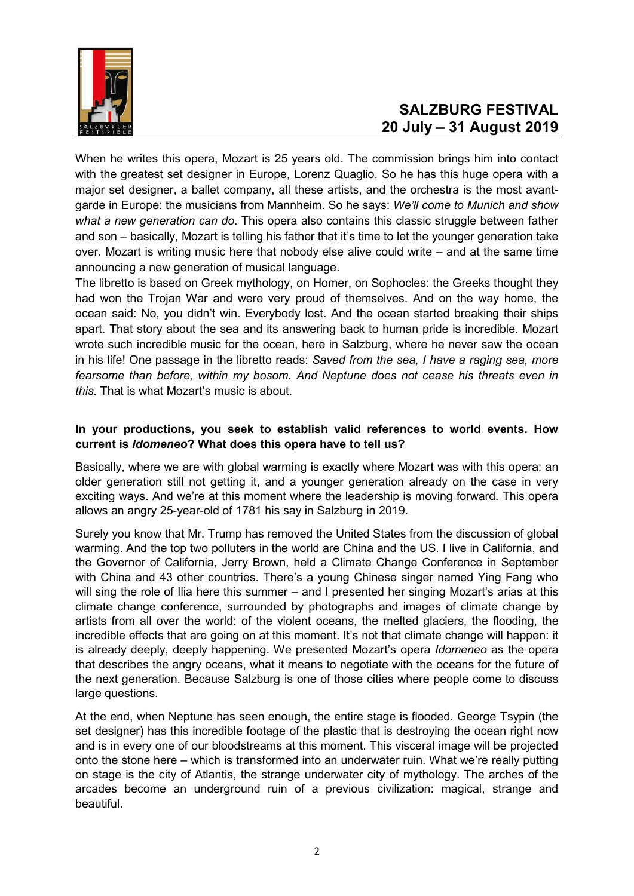When he writes this opera, Mozart is 25 years old. The commission brings him into contact with the greatest set designer in Europe, Lorenz Quaglio. So he has this huge opera with a major set designer, a ballet company, all these artists, and the orchestra is the most avant-garde in Europe: the musicians from Mannheim. So he says: *We'll come to Munich and show what a new generation can do*. This opera also contains this classic struggle between father and son – basically, Mozart is telling his father that it's time to let the younger generation take over. Mozart is writing music here that nobody else alive could write – and at the same time announcing a new generation of musical language.

The libretto is based on Greek mythology, on Homer, on Sophocles: the Greeks thought they had won the Trojan War and were very proud of themselves. And on the way home, the ocean said: No, you didn't win. Everybody lost. And the ocean started breaking their ships apart. That story about the sea and its answering back to human pride is incredible. Mozart wrote such incredible music for the ocean, here in Salzburg, where he never saw the ocean in his life! One passage in the libretto reads: *Saved from the sea, I have a raging sea, more fearsome than before, within my bosom. And Neptune does not cease his threats even in this.* That is what Mozart's music is about.

**In your productions, you seek to establish valid references to world events. How current is *Idomeneo*? What does this opera have to tell us?**

Basically, where we are with global warming is exactly where Mozart was with this opera: an older generation still not getting it, and a younger generation already on the case in very exciting ways. And we're at this moment where the leadership is moving forward. This opera allows an angry 25-year-old of 1781 his say in Salzburg in 2019.

Surely you know that Mr. Trump has removed the United States from the discussion of global warming. And the top two polluters in the world are China and the US. I live in California, and the Governor of California, Jerry Brown, held a Climate Change Conference in September with China and 43 other countries. There's a young Chinese singer named Ying Fang who will sing the role of Ilia here this summer – and I presented her singing Mozart's arias at this climate change conference, surrounded by photographs and images of climate change by artists from all over the world: of the violent oceans, the melted glaciers, the flooding, the incredible effects that are going on at this moment. It's not that climate change will happen: it is already deeply, deeply happening. We presented Mozart's opera *Idomeneo* as the opera that describes the angry oceans, what it means to negotiate with the oceans for the future of the next generation. Because Salzburg is one of those cities where people come to discuss large questions.

At the end, when Neptune has seen enough, the entire stage is flooded. George Tsypin (the set designer) has this incredible footage of the plastic that is destroying the ocean right now and is in every one of our bloodstreams at this moment. This visceral image will be projected onto the stone here – which is transformed into an underwater ruin. What we're really putting on stage is the city of Atlantis, the strange underwater city of mythology. The arches of the arcades become an underground ruin of a previous civilization: magical, strange and beautiful.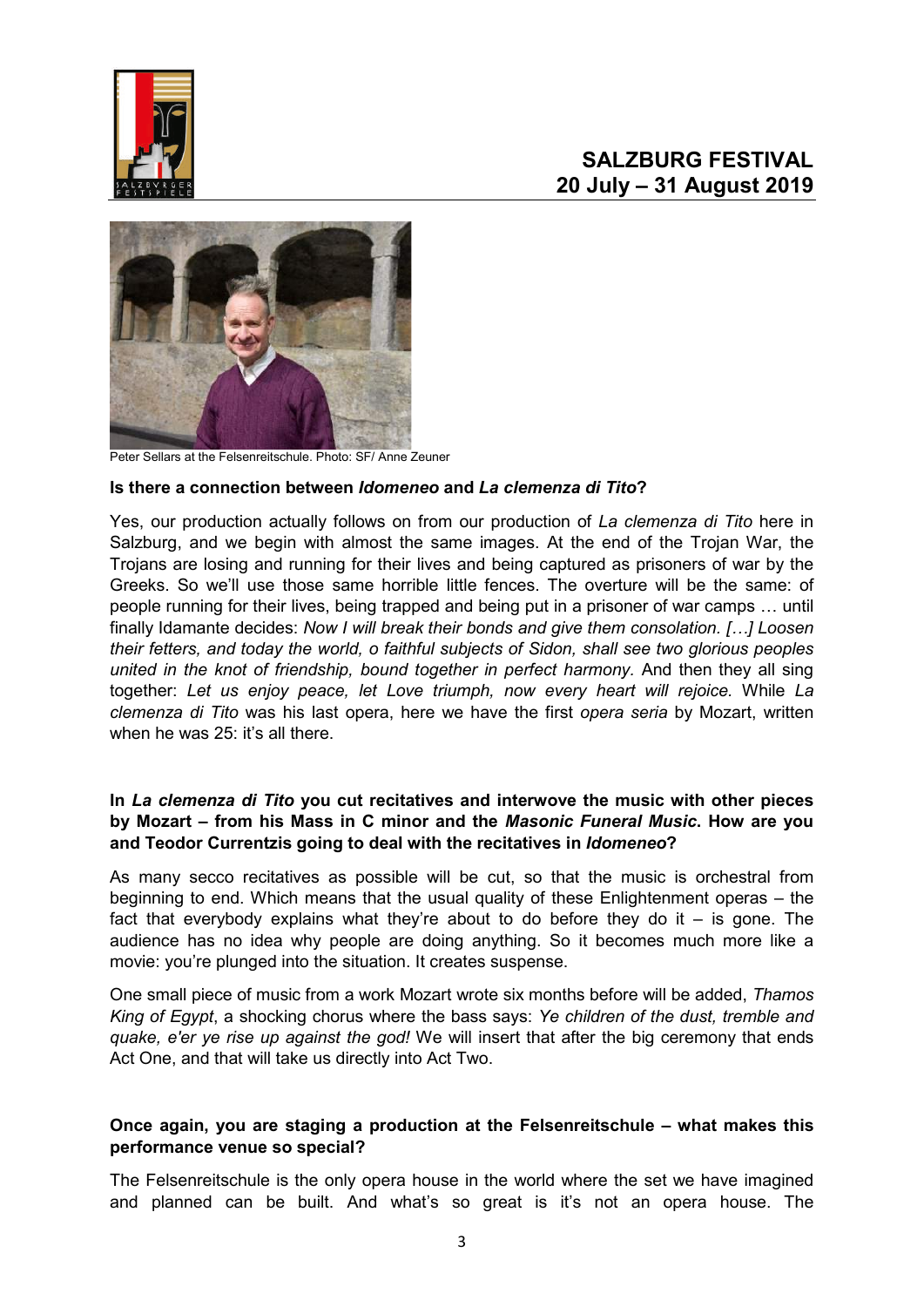Peter Sellars at the Felsenreitschule. Photo: SF/ Anne Zeuner

**Is there a connection between *Idomeneo* and *La clemenza di Tito*?**

Yes, our production actually follows on from our production of *La clemenza di Tito* here in Salzburg, and we begin with almost the same images. At the end of the Trojan War, the Trojans are losing and running for their lives and being captured as prisoners of war by the Greeks. So we'll use those same horrible little fences. The overture will be the same: of people running for their lives, being trapped and being put in a prisoner of war camps … until finally Idamante decides: *Now I will break their bonds and give them consolation. […] Loosen their fetters, and today the world, o faithful subjects of Sidon, shall see two glorious peoples united in the knot of friendship, bound together in perfect harmony*. And then they all sing together: *Let us enjoy peace, let Love triumph, now every heart will rejoice.* While *La clemenza di Tito* was his last opera, here we have the first *opera seria* by Mozart, written when he was 25: it's all there.

**In *La clemenza di Tito* you cut recitatives and interwove the music with other pieces by Mozart – from his Mass in C minor and the *Masonic Funeral Music*. How are you and Teodor Currentzis going to deal with the recitatives in *Idomeneo*?**

As many secco recitatives as possible will be cut, so that the music is orchestral from beginning to end. Which means that the usual quality of these Enlightenment operas – the fact that everybody explains what they're about to do before they do it – is gone. The audience has no idea why people are doing anything. So it becomes much more like a movie: you're plunged into the situation. It creates suspense.

One small piece of music from a work Mozart wrote six months before will be added, *Thamos King of Egypt*, a shocking chorus where the bass says: *Ye children of the dust, tremble and quake, e'er ye rise up against the god!* We will insert that after the big ceremony that ends Act One, and that will take us directly into Act Two.

**Once again, you are staging a production at the Felsenreitschule – what makes this performance venue so special?**

The Felsenreitschule is the only opera house in the world where the set we have imagined and planned can be built. And what's so great is it's not an opera house. The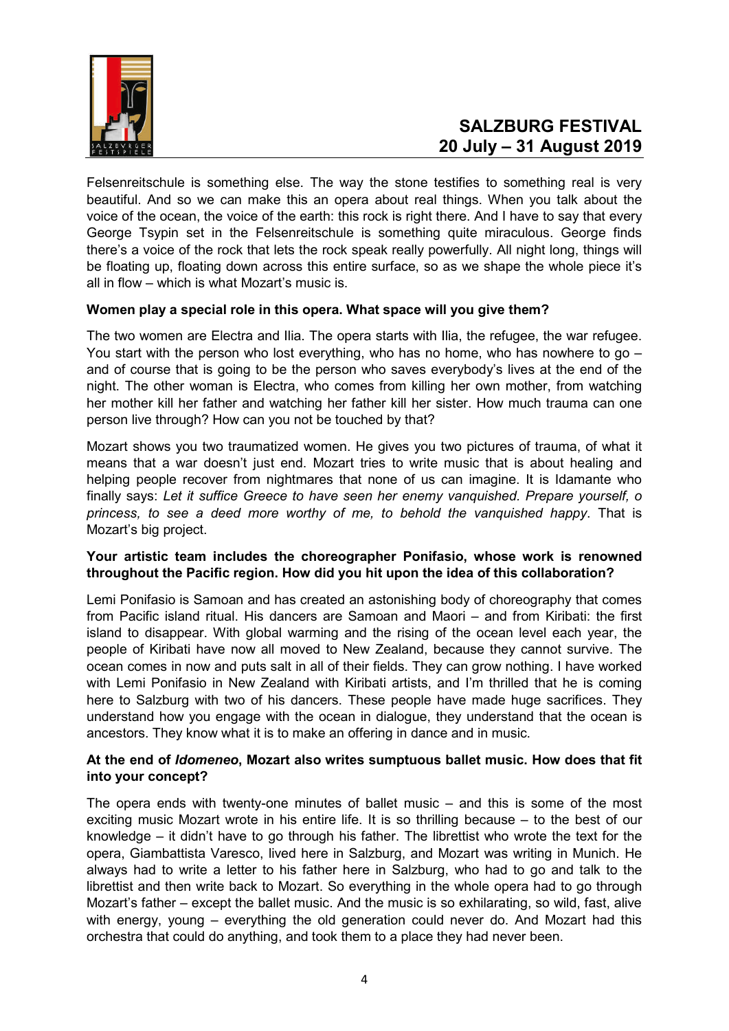Felsenreitschule is something else. The way the stone testifies to something real is very beautiful. And so we can make this an opera about real things. When you talk about the voice of the ocean, the voice of the earth: this rock is right there. And I have to say that every George Tsypin set in the Felsenreitschule is something quite miraculous. George finds there's a voice of the rock that lets the rock speak really powerfully. All night long, things will be floating up, floating down across this entire surface, so as we shape the whole piece it's all in flow – which is what Mozart's music is.

**Women play a special role in this opera. What space will you give them?**

The two women are Electra and Ilia. The opera starts with Ilia, the refugee, the war refugee. You start with the person who lost everything, who has no home, who has nowhere to go – and of course that is going to be the person who saves everybody's lives at the end of the night. The other woman is Electra, who comes from killing her own mother, from watching her mother kill her father and watching her father kill her sister. How much trauma can one person live through? How can you not be touched by that?

Mozart shows you two traumatized women. He gives you two pictures of trauma, of what it means that a war doesn't just end. Mozart tries to write music that is about healing and helping people recover from nightmares that none of us can imagine. It is Idamante who finally says: *Let it suffice Greece to have seen her enemy vanquished. Prepare yourself, o princess, to see a deed more worthy of me, to behold the vanquished happy*. That is Mozart's big project.

**Your artistic team includes the choreographer Ponifasio, whose work is renowned throughout the Pacific region. How did you hit upon the idea of this collaboration?**

Lemi Ponifasio is Samoan and has created an astonishing body of choreography that comes from Pacific island ritual. His dancers are Samoan and Maori – and from Kiribati: the first island to disappear. With global warming and the rising of the ocean level each year, the people of Kiribati have now all moved to New Zealand, because they cannot survive. The ocean comes in now and puts salt in all of their fields. They can grow nothing. I have worked with Lemi Ponifasio in New Zealand with Kiribati artists, and I'm thrilled that he is coming here to Salzburg with two of his dancers. These people have made huge sacrifices. They understand how you engage with the ocean in dialogue, they understand that the ocean is ancestors. They know what it is to make an offering in dance and in music.

**At the end of *Idomeneo*, Mozart also writes sumptuous ballet music. How does that fit into your concept?**

The opera ends with twenty-one minutes of ballet music – and this is some of the most exciting music Mozart wrote in his entire life. It is so thrilling because – to the best of our knowledge – it didn't have to go through his father. The librettist who wrote the text for the opera, Giambattista Varesco, lived here in Salzburg, and Mozart was writing in Munich. He always had to write a letter to his father here in Salzburg, who had to go and talk to the librettist and then write back to Mozart. So everything in the whole opera had to go through Mozart's father – except the ballet music. And the music is so exhilarating, so wild, fast, alive with energy, young – everything the old generation could never do. And Mozart had this orchestra that could do anything, and took them to a place they had never been.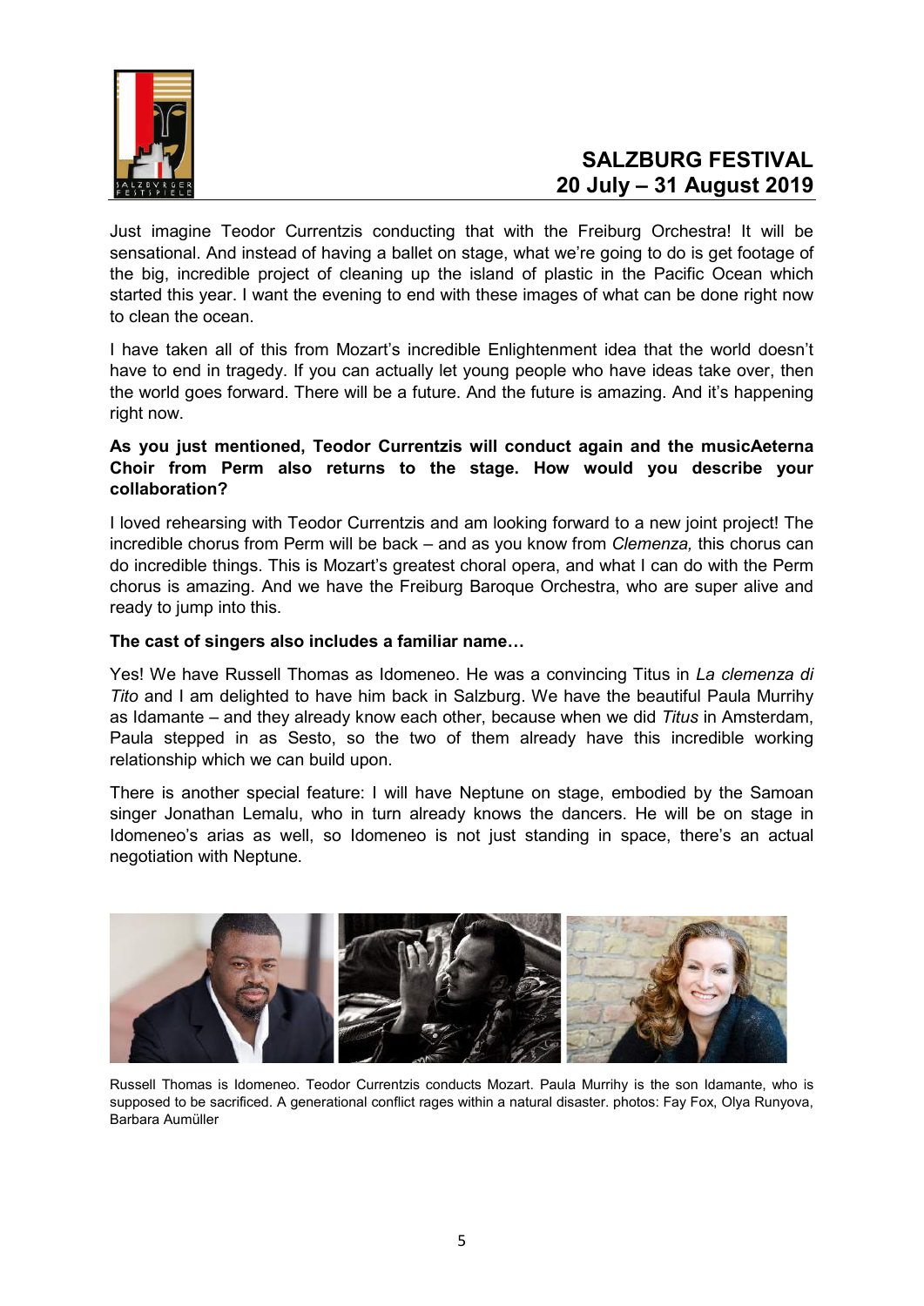Just imagine Teodor Currentzis conducting that with the Freiburg Orchestra! It will be sensational. And instead of having a ballet on stage, what we're going to do is get footage of the big, incredible project of cleaning up the island of plastic in the Pacific Ocean which started this year. I want the evening to end with these images of what can be done right now to clean the ocean.

I have taken all of this from Mozart's incredible Enlightenment idea that the world doesn't have to end in tragedy. If you can actually let young people who have ideas take over, then the world goes forward. There will be a future. And the future is amazing. And it's happening right now.

**As you just mentioned, Teodor Currentzis will conduct again and the musicAeterna Choir from Perm also returns to the stage. How would you describe your collaboration?**

I loved rehearsing with Teodor Currentzis and am looking forward to a new joint project! The incredible chorus from Perm will be back – and as you know from *Clemenza,* this chorus can do incredible things. This is Mozart's greatest choral opera, and what I can do with the Perm chorus is amazing. And we have the Freiburg Baroque Orchestra, who are super alive and ready to jump into this.

**The cast of singers also includes a familiar name…**

Yes! We have Russell Thomas as Idomeneo. He was a convincing Titus in *La clemenza di Tito* and I am delighted to have him back in Salzburg. We have the beautiful Paula Murrihy as Idamante – and they already know each other, because when we did *Titus* in Amsterdam, Paula stepped in as Sesto, so the two of them already have this incredible working relationship which we can build upon.

There is another special feature: I will have Neptune on stage, embodied by the Samoan singer Jonathan Lemalu, who in turn already knows the dancers. He will be on stage in Idomeneo's arias as well, so Idomeneo is not just standing in space, there's an actual negotiation with Neptune.

Russell Thomas is Idomeneo. Teodor Currentzis conducts Mozart. Paula Murrihy is the son Idamante, who is supposed to be sacrificed. A generational conflict rages within a natural disaster. photos: Fay Fox, Olya Runyova, Barbara Aumüller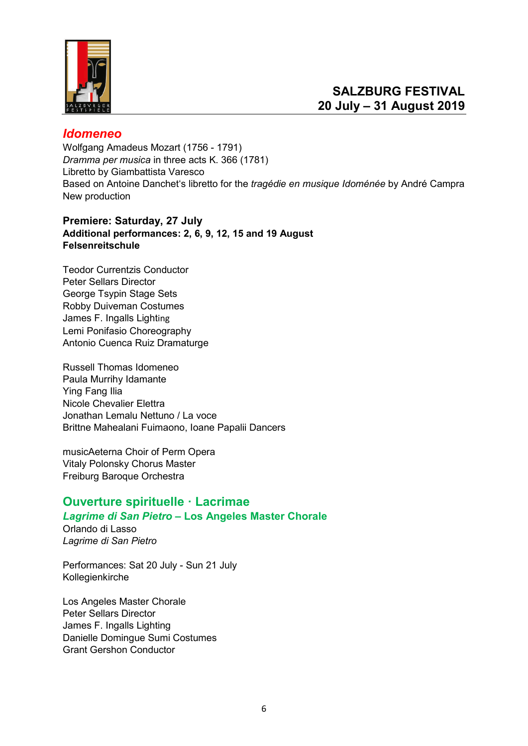# Idomeneo

Wolfgang Amadeus Mozart (1756 - 1791)
*Dramma per musica* in three acts K. 366 (1781)
Libretto by Giambattista Varesco
Based on Antoine Danchet's libretto for the *tragédie en musique Idoménée* by André Campra
New production

**Premiere: Saturday, 27 July**
**Additional performances: 2, 6, 9, 12, 15 and 19 August**
**Felsenreitschule**

Teodor Currentzis Conductor
Peter Sellars Director
George Tsypin Stage Sets
Robby Duiveman Costumes
James F. Ingalls Lighting
Lemi Ponifasio Choreography
Antonio Cuenca Ruiz Dramaturge

Russell Thomas Idomeneo
Paula Murrihy Idamante
Ying Fang Ilia
Nicole Chevalier Elettra
Jonathan Lemalu Nettuno / La voce
Brittne Mahealani Fuimaono, Ioane Papalii Dancers

musicAeterna Choir of Perm Opera
Vitaly Polonsky Chorus Master
Freiburg Baroque Orchestra

## Ouverture spirituelle · Lacrimae

### *Lagrime di San Pietro* – Los Angeles Master Chorale

Orlando di Lasso
*Lagrime di San Pietro*

Performances: Sat 20 July - Sun 21 July
Kollegienkirche

Los Angeles Master Chorale
Peter Sellars Director
James F. Ingalls Lighting
Danielle Domingue Sumi Costumes
Grant Gershon Conductor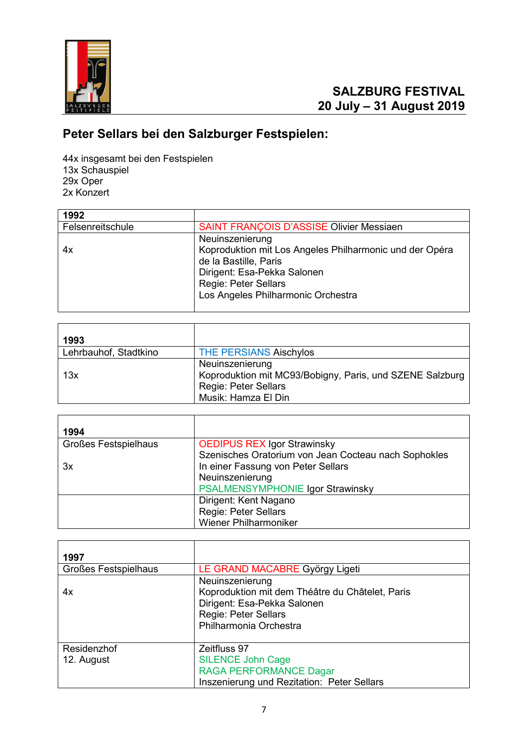SALZBURG FESTIVAL
20 July – 31 August 2019

## Peter Sellars bei den Salzburger Festspielen:

44x insgesamt bei den Festspielen
13x Schauspiel
29x Oper
2x Konzert

| 1992 | |
|---|---|
| Felsenreitschule | SAINT FRANÇOIS D'ASSISE Olivier Messiaen |
| 4x | Neuinszenierung<br>Koproduktion mit Los Angeles Philharmonic und der Opéra de la Bastille, Paris<br>Dirigent: Esa-Pekka Salonen<br>Regie: Peter Sellars<br>Los Angeles Philharmonic Orchestra |

| 1993 | |
|---|---|
| Lehrbauhof, Stadtkino | THE PERSIANS Aischylos |
| 13x | Neuinszenierung<br>Koproduktion mit MC93/Bobigny, Paris, und SZENE Salzburg<br>Regie: Peter Sellars<br>Musik: Hamza El Din |

| 1994 | |
|---|---|
| Großes Festspielhaus<br><br>3x | OEDIPUS REX Igor Strawinsky<br>Szenisches Oratorium von Jean Cocteau nach Sophokles<br>In einer Fassung von Peter Sellars<br>Neuinszenierung<br>PSALMENSYMPHONIE Igor Strawinsky |
| | Dirigent: Kent Nagano<br>Regie: Peter Sellars<br>Wiener Philharmoniker |

| 1997 | |
|---|---|
| Großes Festspielhaus | LE GRAND MACABRE György Ligeti |
| 4x | Neuinszenierung<br>Koproduktion mit dem Théâtre du Châtelet, Paris<br>Dirigent: Esa-Pekka Salonen<br>Regie: Peter Sellars<br>Philharmonia Orchestra |
| Residenzhof<br>12. August | Zeitfluss 97<br>SILENCE John Cage<br>RAGA PERFORMANCE Dagar<br>Inszenierung und Rezitation: Peter Sellars |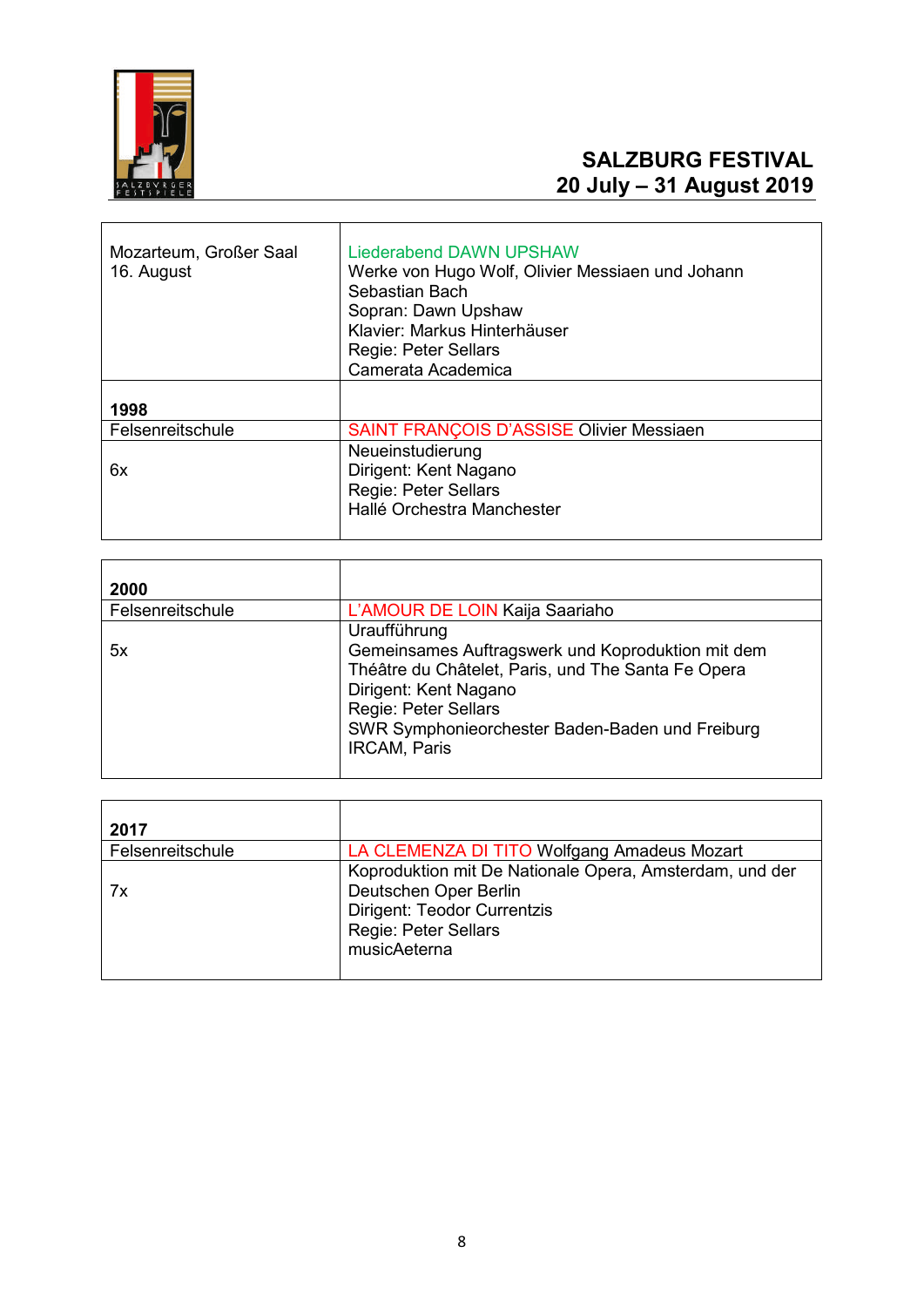| | |
|---|---|
| Mozarteum, Großer Saal<br>16. August | Liederabend DAWN UPSHAW<br>Werke von Hugo Wolf, Olivier Messiaen und Johann Sebastian Bach<br>Sopran: Dawn Upshaw<br>Klavier: Markus Hinterhäuser<br>Regie: Peter Sellars<br>Camerata Academica |
| **1998** | |
| Felsenreitschule | SAINT FRANÇOIS D'ASSISE Olivier Messiaen |
| 6x | Neueinstudierung<br>Dirigent: Kent Nagano<br>Regie: Peter Sellars<br>Hallé Orchestra Manchester |

| | |
|---|---|
| **2000** | |
| Felsenreitschule | L'AMOUR DE LOIN Kaija Saariaho |
| 5x | Uraufführung<br>Gemeinsames Auftragswerk und Koproduktion mit dem Théâtre du Châtelet, Paris, und The Santa Fe Opera<br>Dirigent: Kent Nagano<br>Regie: Peter Sellars<br>SWR Symphonieorchester Baden-Baden und Freiburg<br>IRCAM, Paris |

| | |
|---|---|
| **2017** | |
| Felsenreitschule | LA CLEMENZA DI TITO Wolfgang Amadeus Mozart |
| 7x | Koproduktion mit De Nationale Opera, Amsterdam, und der Deutschen Oper Berlin<br>Dirigent: Teodor Currentzis<br>Regie: Peter Sellars<br>musicAeterna |